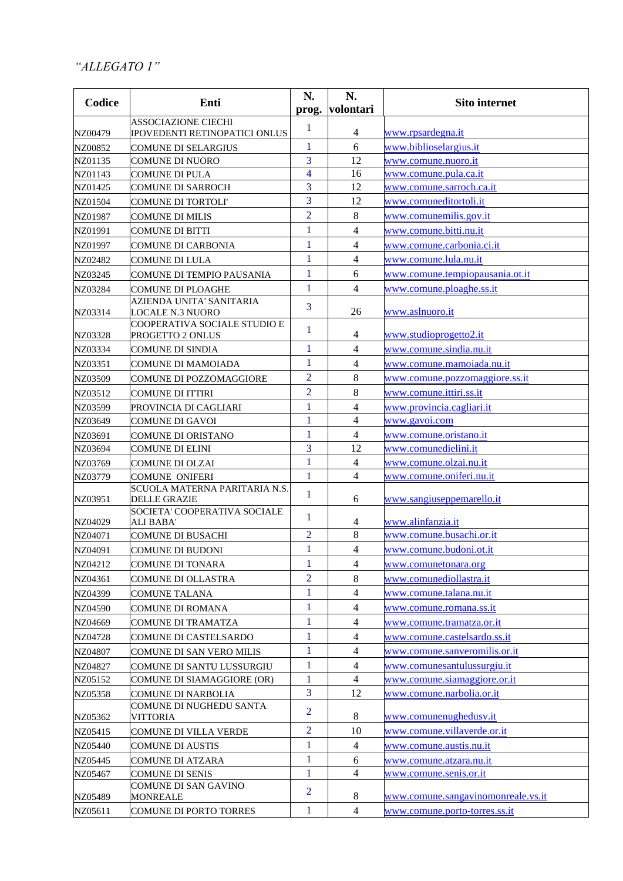*"ALLEGATO 1"*

| Codice | Enti | N. prog. | N. volontari | Sito internet |
|---|---|---|---|---|
| NZ00479 | ASSOCIAZIONE CIECHI IPOVEDENTI RETINOPATICI ONLUS | 1 | 4 | www.rpsardegna.it |
| NZ00852 | COMUNE DI SELARGIUS | 1 | 6 | www.biblioselargius.it |
| NZ01135 | COMUNE DI NUORO | 3 | 12 | www.comune.nuoro.it |
| NZ01143 | COMUNE DI PULA | 4 | 16 | www.comune.pula.ca.it |
| NZ01425 | COMUNE DI SARROCH | 3 | 12 | www.comune.sarroch.ca.it |
| NZ01504 | COMUNE DI TORTOLI' | 3 | 12 | www.comuneditortoli.it |
| NZ01987 | COMUNE DI MILIS | 2 | 8 | www.comunemilis.gov.it |
| NZ01991 | COMUNE DI BITTI | 1 | 4 | www.comune.bitti.nu.it |
| NZ01997 | COMUNE DI CARBONIA | 1 | 4 | www.comune.carbonia.ci.it |
| NZ02482 | COMUNE DI LULA | 1 | 4 | www.comune.lula.nu.it |
| NZ03245 | COMUNE DI TEMPIO PAUSANIA | 1 | 6 | www.comune.tempiopausania.ot.it |
| NZ03284 | COMUNE DI PLOAGHE | 1 | 4 | www.comune.ploaghe.ss.it |
| NZ03314 | AZIENDA UNITA' SANITARIA LOCALE N.3 NUORO | 3 | 26 | www.aslnuoro.it |
| NZ03328 | COOPERATIVA SOCIALE STUDIO E PROGETTO 2 ONLUS | 1 | 4 | www.studioprogetto2.it |
| NZ03334 | COMUNE DI SINDIA | 1 | 4 | www.comune.sindia.nu.it |
| NZ03351 | COMUNE DI MAMOIADA | 1 | 4 | www.comune.mamoiada.nu.it |
| NZ03509 | COMUNE DI POZZOMAGGIORE | 2 | 8 | www.comune.pozzomaggiore.ss.it |
| NZ03512 | COMUNE DI ITTIRI | 2 | 8 | www.comune.ittiri.ss.it |
| NZ03599 | PROVINCIA DI CAGLIARI | 1 | 4 | www.provincia.cagliari.it |
| NZ03649 | COMUNE DI GAVOI | 1 | 4 | www.gavoi.com |
| NZ03691 | COMUNE DI ORISTANO | 1 | 4 | www.comune.oristano.it |
| NZ03694 | COMUNE DI ELINI | 3 | 12 | www.comunedielini.it |
| NZ03769 | COMUNE DI OLZAI | 1 | 4 | www.comune.olzai.nu.it |
| NZ03779 | COMUNE ONIFERI | 1 | 4 | www.comune.oniferi.nu.it |
| NZ03951 | SCUOLA MATERNA PARITARIA N.S. DELLE GRAZIE | 1 | 6 | www.sangiuseppemarello.it |
| NZ04029 | SOCIETA' COOPERATIVA SOCIALE ALI BABA' | 1 | 4 | www.alinfanzia.it |
| NZ04071 | COMUNE DI BUSACHI | 2 | 8 | www.comune.busachi.or.it |
| NZ04091 | COMUNE DI BUDONI | 1 | 4 | www.comune.budoni.ot.it |
| NZ04212 | COMUNE DI TONARA | 1 | 4 | www.comunetonara.org |
| NZ04361 | COMUNE DI OLLASTRA | 2 | 8 | www.comunediollastra.it |
| NZ04399 | COMUNE TALANA | 1 | 4 | www.comune.talana.nu.it |
| NZ04590 | COMUNE DI ROMANA | 1 | 4 | www.comune.romana.ss.it |
| NZ04669 | COMUNE DI TRAMATZA | 1 | 4 | www.comune.tramatza.or.it |
| NZ04728 | COMUNE DI CASTELSARDO | 1 | 4 | www.comune.castelsardo.ss.it |
| NZ04807 | COMUNE DI SAN VERO MILIS | 1 | 4 | www.comune.sanveromilis.or.it |
| NZ04827 | COMUNE DI SANTU LUSSURGIU | 1 | 4 | www.comunesantulussurgiu.it |
| NZ05152 | COMUNE DI SIAMAGGIORE (OR) | 1 | 4 | www.comune.siamaggiore.or.it |
| NZ05358 | COMUNE DI NARBOLIA | 3 | 12 | www.comune.narbolia.or.it |
| NZ05362 | COMUNE DI NUGHEDU SANTA VITTORIA | 2 | 8 | www.comunenughedusv.it |
| NZ05415 | COMUNE DI VILLA VERDE | 2 | 10 | www.comune.villaverde.or.it |
| NZ05440 | COMUNE DI AUSTIS | 1 | 4 | www.comune.austis.nu.it |
| NZ05445 | COMUNE DI ATZARA | 1 | 6 | www.comune.atzara.nu.it |
| NZ05467 | COMUNE DI SENIS | 1 | 4 | www.comune.senis.or.it |
| NZ05489 | COMUNE DI SAN GAVINO MONREALE | 2 | 8 | www.comune.sangavinomonreale.vs.it |
| NZ05611 | COMUNE DI PORTO TORRES | 1 | 4 | www.comune.porto-torres.ss.it |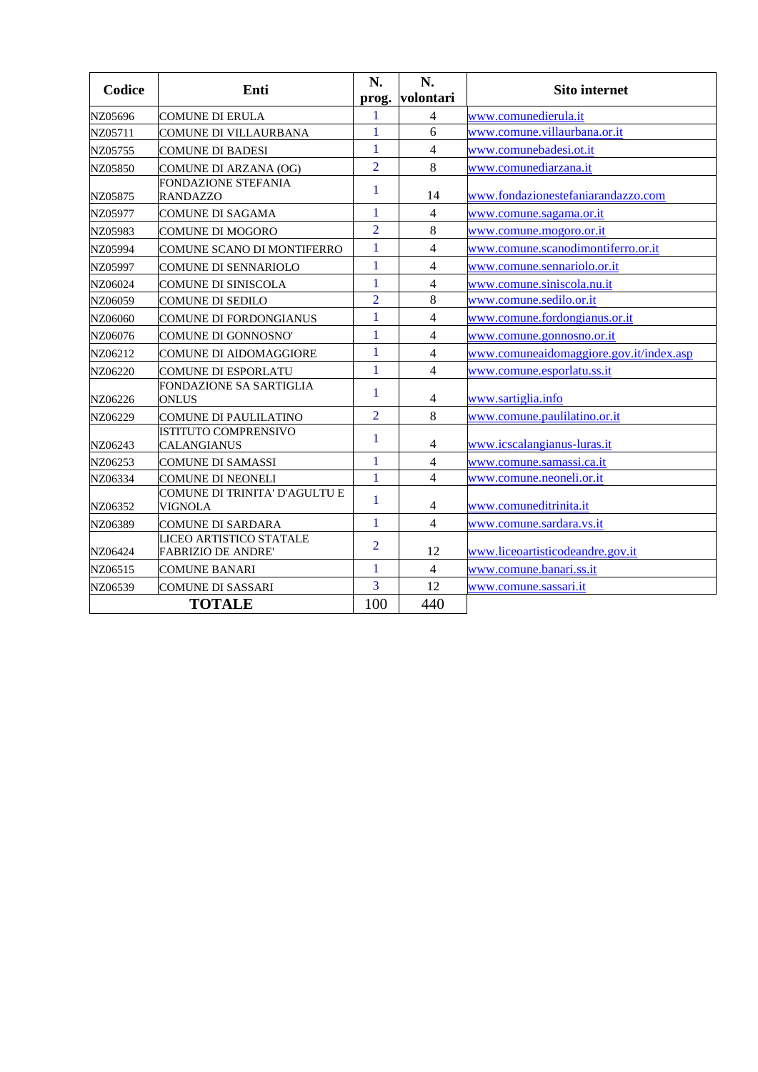| Codice | Enti | N. prog. | N. volontari | Sito internet |
|---|---|---|---|---|
| NZ05696 | COMUNE DI ERULA | 1 | 4 | www.comunedierula.it |
| NZ05711 | COMUNE DI VILLAURBANA | 1 | 6 | www.comune.villaurbana.or.it |
| NZ05755 | COMUNE DI BADESI | 1 | 4 | www.comunebadesi.ot.it |
| NZ05850 | COMUNE DI ARZANA (OG) | 2 | 8 | www.comunediarzana.it |
| NZ05875 | FONDAZIONE STEFANIA RANDAZZO | 1 | 14 | www.fondazionestefaniarandazzo.com |
| NZ05977 | COMUNE DI SAGAMA | 1 | 4 | www.comune.sagama.or.it |
| NZ05983 | COMUNE DI MOGORO | 2 | 8 | www.comune.mogoro.or.it |
| NZ05994 | COMUNE SCANO DI MONTIFERRO | 1 | 4 | www.comune.scanodimontiferro.or.it |
| NZ05997 | COMUNE DI SENNARIOLO | 1 | 4 | www.comune.sennariolo.or.it |
| NZ06024 | COMUNE DI SINISCOLA | 1 | 4 | www.comune.siniscola.nu.it |
| NZ06059 | COMUNE DI SEDILO | 2 | 8 | www.comune.sedilo.or.it |
| NZ06060 | COMUNE DI FORDONGIANUS | 1 | 4 | www.comune.fordongianus.or.it |
| NZ06076 | COMUNE DI GONNOSNO' | 1 | 4 | www.comune.gonnosno.or.it |
| NZ06212 | COMUNE DI AIDOMAGGIORE | 1 | 4 | www.comuneaidomaggiore.gov.it/index.asp |
| NZ06220 | COMUNE DI ESPORLATU | 1 | 4 | www.comune.esporlatu.ss.it |
| NZ06226 | FONDAZIONE SA SARTIGLIA ONLUS | 1 | 4 | www.sartiglia.info |
| NZ06229 | COMUNE DI PAULILATINO | 2 | 8 | www.comune.paulilatino.or.it |
| NZ06243 | ISTITUTO COMPRENSIVO CALANGIANUS | 1 | 4 | www.icscalangianus-luras.it |
| NZ06253 | COMUNE DI SAMASSI | 1 | 4 | www.comune.samassi.ca.it |
| NZ06334 | COMUNE DI NEONELI | 1 | 4 | www.comune.neoneli.or.it |
| NZ06352 | COMUNE DI TRINITA' D'AGULTU E VIGNOLA | 1 | 4 | www.comuneditrinita.it |
| NZ06389 | COMUNE DI SARDARA | 1 | 4 | www.comune.sardara.vs.it |
| NZ06424 | LICEO ARTISTICO STATALE FABRIZIO DE ANDRE' | 2 | 12 | www.liceoartisticodeandre.gov.it |
| NZ06515 | COMUNE BANARI | 1 | 4 | www.comune.banari.ss.it |
| NZ06539 | COMUNE DI SASSARI | 3 | 12 | www.comune.sassari.it |
| **TOTALE** | | 100 | 440 | |